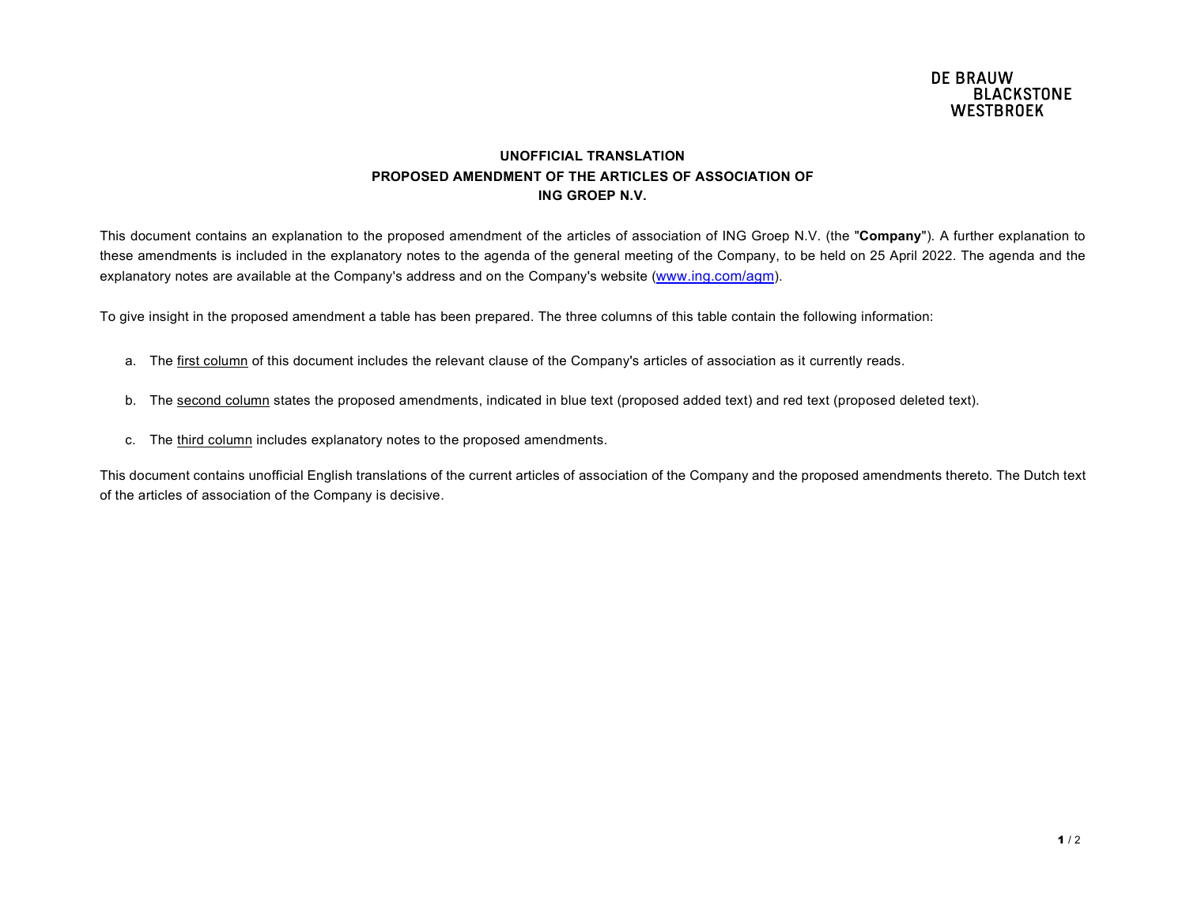DE BRAUW BLACKSTONE WESTBROEK

# UNOFFICIAL TRANSLATION
# PROPOSED AMENDMENT OF THE ARTICLES OF ASSOCIATION OF ING GROEP N.V.

This document contains an explanation to the proposed amendment of the articles of association of ING Groep N.V. (the "**Company**"). A further explanation to these amendments is included in the explanatory notes to the agenda of the general meeting of the Company, to be held on 25 April 2022. The agenda and the explanatory notes are available at the Company's address and on the Company's website (www.ing.com/agm).

To give insight in the proposed amendment a table has been prepared. The three columns of this table contain the following information:

a. The first column of this document includes the relevant clause of the Company's articles of association as it currently reads.

b. The second column states the proposed amendments, indicated in blue text (proposed added text) and red text (proposed deleted text).

c. The third column includes explanatory notes to the proposed amendments.

This document contains unofficial English translations of the current articles of association of the Company and the proposed amendments thereto. The Dutch text of the articles of association of the Company is decisive.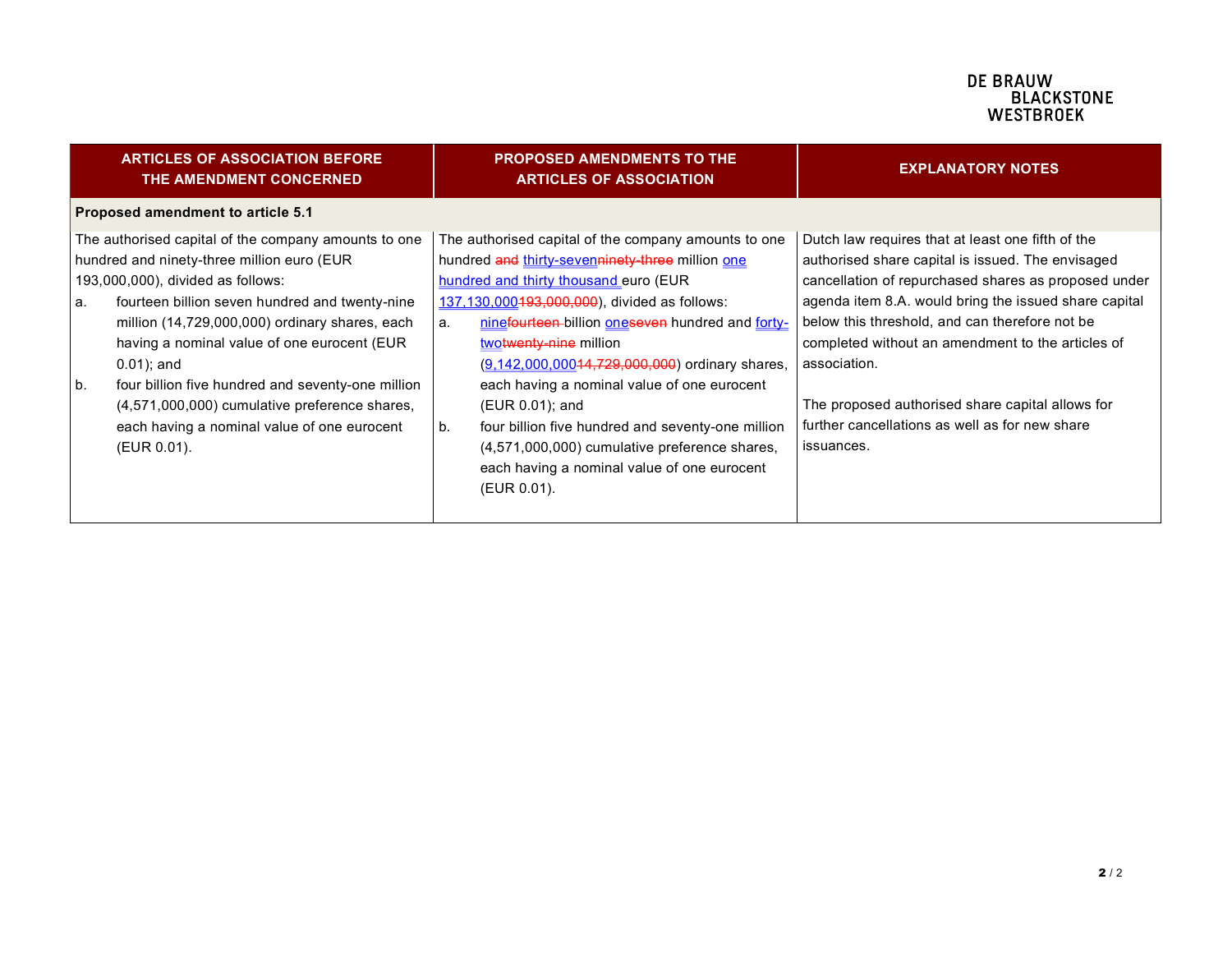| ARTICLES OF ASSOCIATION BEFORE THE AMENDMENT CONCERNED | PROPOSED AMENDMENTS TO THE ARTICLES OF ASSOCIATION | EXPLANATORY NOTES |
|---|---|---|
| **Proposed amendment to article 5.1** | | |
| The authorised capital of the company amounts to one hundred and ninety-three million euro (EUR 193,000,000), divided as follows:<br>a. fourteen billion seven hundred and twenty-nine million (14,729,000,000) ordinary shares, each having a nominal value of one eurocent (EUR 0.01); and<br>b. four billion five hundred and seventy-one million (4,571,000,000) cumulative preference shares, each having a nominal value of one eurocent (EUR 0.01). | The authorised capital of the company amounts to one hundred ~~and~~ thirty-seven~~ninety-three~~ million one hundred and thirty thousand euro (EUR 137,130,000~~193,000,000~~), divided as follows:<br>a. nine~~fourteen~~ billion one~~seven~~ hundred and forty-two~~twenty-nine~~ million (9,142,000,000~~14,729,000,000~~) ordinary shares, each having a nominal value of one eurocent (EUR 0.01); and<br>b. four billion five hundred and seventy-one million (4,571,000,000) cumulative preference shares, each having a nominal value of one eurocent (EUR 0.01). | Dutch law requires that at least one fifth of the authorised share capital is issued. The envisaged cancellation of repurchased shares as proposed under agenda item 8.A. would bring the issued share capital below this threshold, and can therefore not be completed without an amendment to the articles of association.<br><br>The proposed authorised share capital allows for further cancellations as well as for new share issuances. |